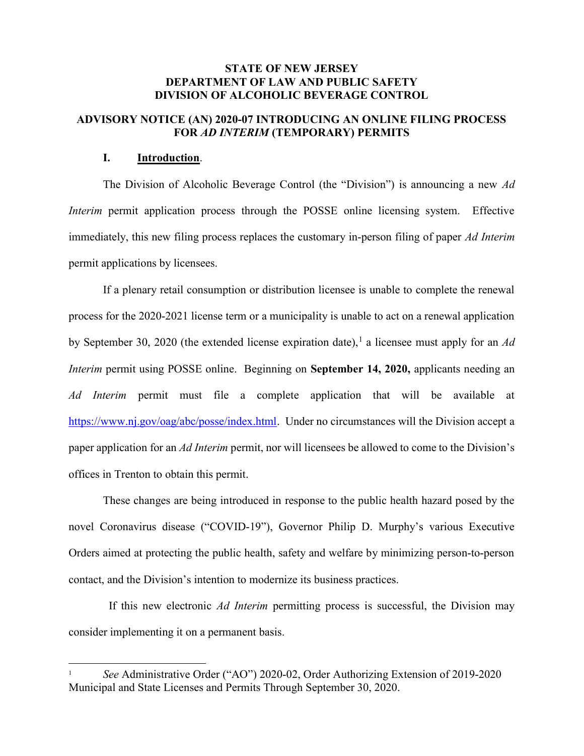**STATE OF NEW JERSEY**
**DEPARTMENT OF LAW AND PUBLIC SAFETY**
**DIVISION OF ALCOHOLIC BEVERAGE CONTROL**

# ADVISORY NOTICE (AN) 2020-07 INTRODUCING AN ONLINE FILING PROCESS FOR *AD INTERIM* (TEMPORARY) PERMITS

## I. Introduction.

The Division of Alcoholic Beverage Control (the "Division") is announcing a new *Ad Interim* permit application process through the POSSE online licensing system. Effective immediately, this new filing process replaces the customary in-person filing of paper *Ad Interim* permit applications by licensees.

If a plenary retail consumption or distribution licensee is unable to complete the renewal process for the 2020-2021 license term or a municipality is unable to act on a renewal application by September 30, 2020 (the extended license expiration date),[1] a licensee must apply for an *Ad Interim* permit using POSSE online. Beginning on **September 14, 2020,** applicants needing an *Ad Interim* permit must file a complete application that will be available at [https://www.nj.gov/oag/abc/posse/index.html](https://www.nj.gov/oag/abc/posse/index.html). Under no circumstances will the Division accept a paper application for an *Ad Interim* permit, nor will licensees be allowed to come to the Division's offices in Trenton to obtain this permit.

These changes are being introduced in response to the public health hazard posed by the novel Coronavirus disease ("COVID-19"), Governor Philip D. Murphy's various Executive Orders aimed at protecting the public health, safety and welfare by minimizing person-to-person contact, and the Division's intention to modernize its business practices.

If this new electronic *Ad Interim* permitting process is successful, the Division may consider implementing it on a permanent basis.

---

[1] *See* Administrative Order ("AO") 2020-02, Order Authorizing Extension of 2019-2020 Municipal and State Licenses and Permits Through September 30, 2020.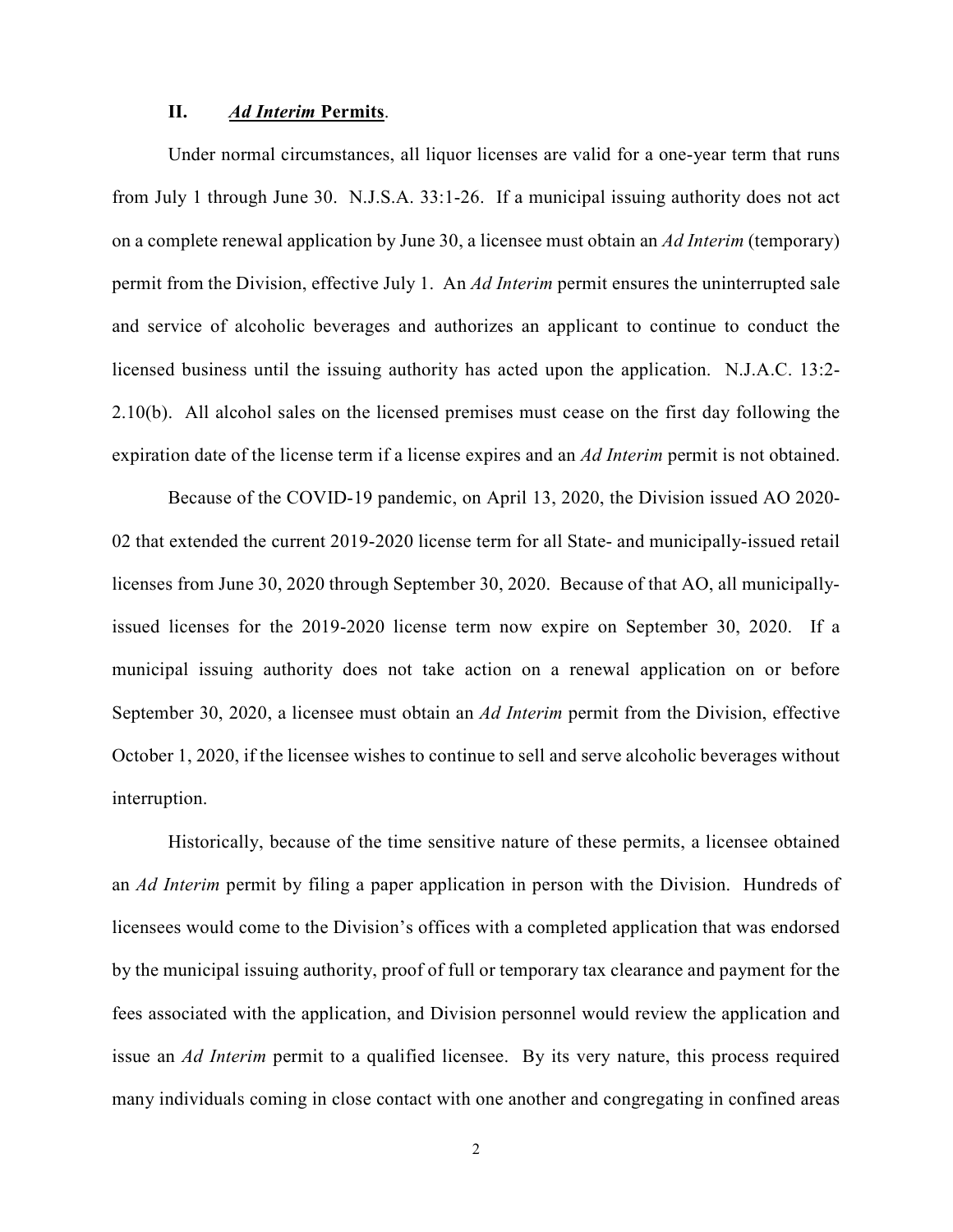## II. *Ad Interim* Permits.

Under normal circumstances, all liquor licenses are valid for a one-year term that runs from July 1 through June 30. N.J.S.A. 33:1-26. If a municipal issuing authority does not act on a complete renewal application by June 30, a licensee must obtain an *Ad Interim* (temporary) permit from the Division, effective July 1. An *Ad Interim* permit ensures the uninterrupted sale and service of alcoholic beverages and authorizes an applicant to continue to conduct the licensed business until the issuing authority has acted upon the application. N.J.A.C. 13:2-2.10(b). All alcohol sales on the licensed premises must cease on the first day following the expiration date of the license term if a license expires and an *Ad Interim* permit is not obtained.

Because of the COVID-19 pandemic, on April 13, 2020, the Division issued AO 2020-02 that extended the current 2019-2020 license term for all State- and municipally-issued retail licenses from June 30, 2020 through September 30, 2020. Because of that AO, all municipally-issued licenses for the 2019-2020 license term now expire on September 30, 2020. If a municipal issuing authority does not take action on a renewal application on or before September 30, 2020, a licensee must obtain an *Ad Interim* permit from the Division, effective October 1, 2020, if the licensee wishes to continue to sell and serve alcoholic beverages without interruption.

Historically, because of the time sensitive nature of these permits, a licensee obtained an *Ad Interim* permit by filing a paper application in person with the Division. Hundreds of licensees would come to the Division's offices with a completed application that was endorsed by the municipal issuing authority, proof of full or temporary tax clearance and payment for the fees associated with the application, and Division personnel would review the application and issue an *Ad Interim* permit to a qualified licensee. By its very nature, this process required many individuals coming in close contact with one another and congregating in confined areas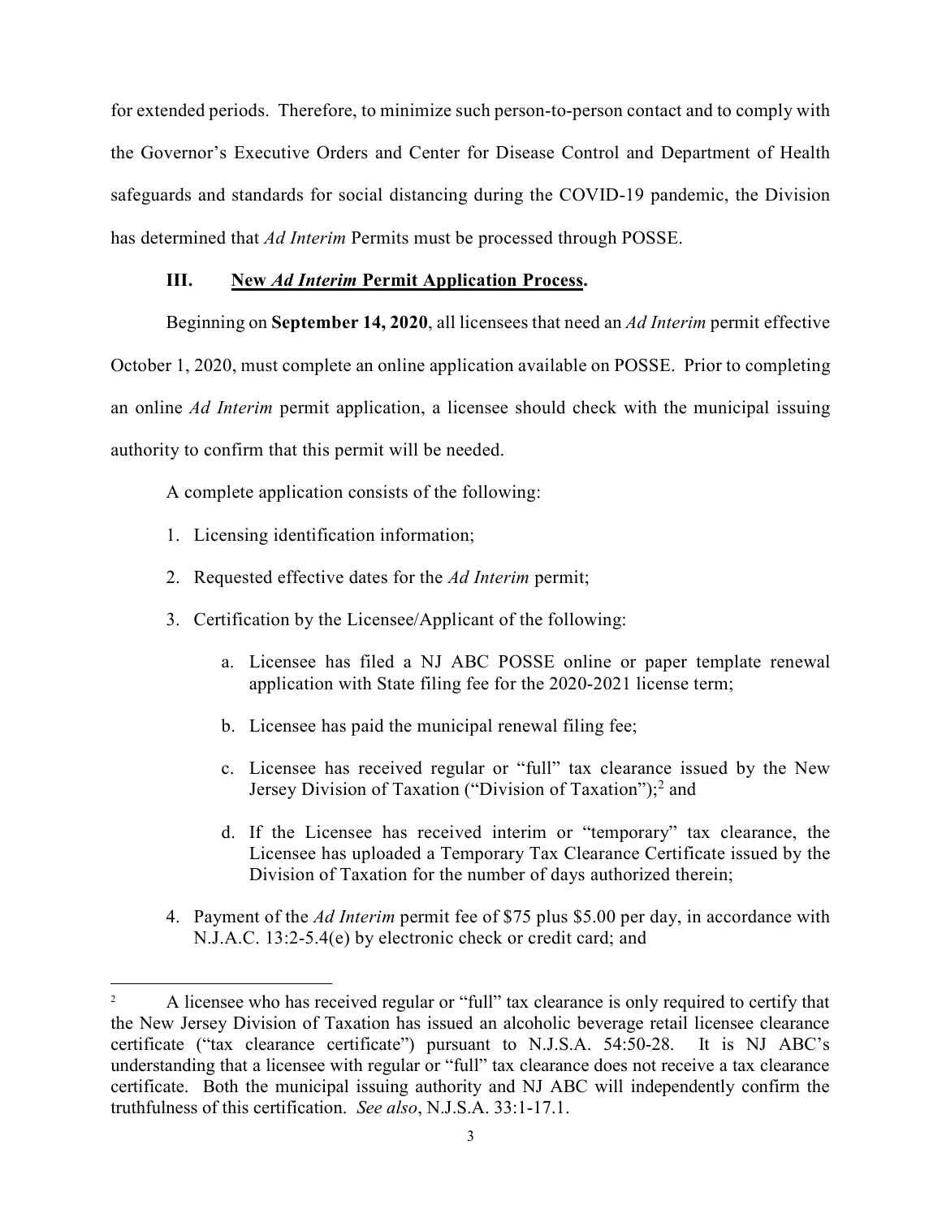for extended periods. Therefore, to minimize such person-to-person contact and to comply with the Governor's Executive Orders and Center for Disease Control and Department of Health safeguards and standards for social distancing during the COVID-19 pandemic, the Division has determined that *Ad Interim* Permits must be processed through POSSE.

### III. New *Ad Interim* Permit Application Process.

Beginning on **September 14, 2020**, all licensees that need an *Ad Interim* permit effective October 1, 2020, must complete an online application available on POSSE. Prior to completing an online *Ad Interim* permit application, a licensee should check with the municipal issuing authority to confirm that this permit will be needed.

A complete application consists of the following:

1. Licensing identification information;
2. Requested effective dates for the *Ad Interim* permit;
3. Certification by the Licensee/Applicant of the following:
    a. Licensee has filed a NJ ABC POSSE online or paper template renewal application with State filing fee for the 2020-2021 license term;

    b. Licensee has paid the municipal renewal filing fee;

    c. Licensee has received regular or "full" tax clearance issued by the New Jersey Division of Taxation ("Division of Taxation");[2] and

    d. If the Licensee has received interim or "temporary" tax clearance, the Licensee has uploaded a Temporary Tax Clearance Certificate issued by the Division of Taxation for the number of days authorized therein;
4. Payment of the *Ad Interim* permit fee of $75 plus $5.00 per day, in accordance with N.J.A.C. 13:2-5.4(e) by electronic check or credit card; and

---

[2] A licensee who has received regular or "full" tax clearance is only required to certify that the New Jersey Division of Taxation has issued an alcoholic beverage retail licensee clearance certificate ("tax clearance certificate") pursuant to N.J.S.A. 54:50-28. It is NJ ABC's understanding that a licensee with regular or "full" tax clearance does not receive a tax clearance certificate. Both the municipal issuing authority and NJ ABC will independently confirm the truthfulness of this certification. *See also*, N.J.S.A. 33:1-17.1.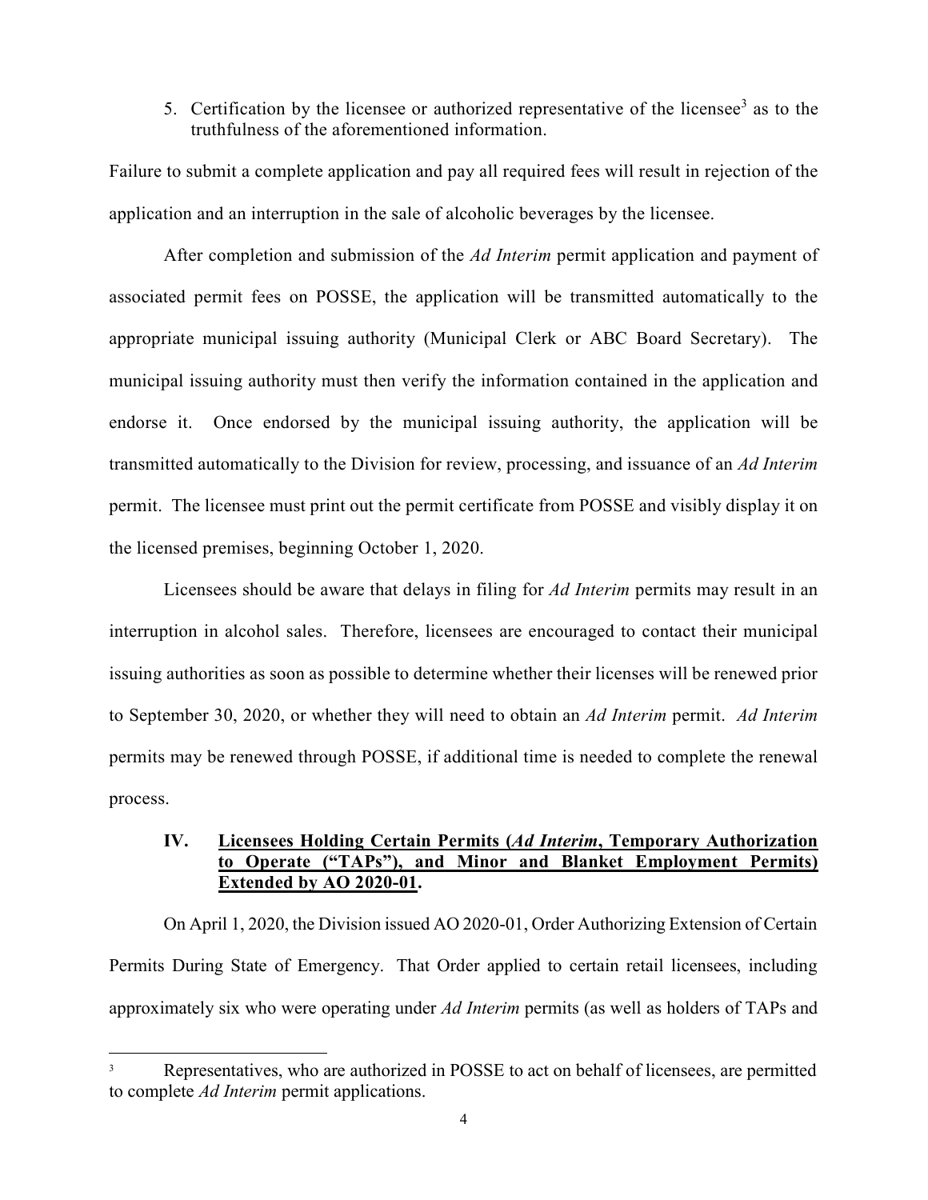5. Certification by the licensee or authorized representative of the licensee[3] as to the truthfulness of the aforementioned information.

Failure to submit a complete application and pay all required fees will result in rejection of the application and an interruption in the sale of alcoholic beverages by the licensee.

After completion and submission of the *Ad Interim* permit application and payment of associated permit fees on POSSE, the application will be transmitted automatically to the appropriate municipal issuing authority (Municipal Clerk or ABC Board Secretary). The municipal issuing authority must then verify the information contained in the application and endorse it. Once endorsed by the municipal issuing authority, the application will be transmitted automatically to the Division for review, processing, and issuance of an *Ad Interim* permit. The licensee must print out the permit certificate from POSSE and visibly display it on the licensed premises, beginning October 1, 2020.

Licensees should be aware that delays in filing for *Ad Interim* permits may result in an interruption in alcohol sales. Therefore, licensees are encouraged to contact their municipal issuing authorities as soon as possible to determine whether their licenses will be renewed prior to September 30, 2020, or whether they will need to obtain an *Ad Interim* permit. *Ad Interim* permits may be renewed through POSSE, if additional time is needed to complete the renewal process.

## IV. <u>Licensees Holding Certain Permits (*Ad Interim*, Temporary Authorization to Operate ("TAPs"), and Minor and Blanket Employment Permits) Extended by AO 2020-01</u>.

On April 1, 2020, the Division issued AO 2020-01, Order Authorizing Extension of Certain Permits During State of Emergency. That Order applied to certain retail licensees, including approximately six who were operating under *Ad Interim* permits (as well as holders of TAPs and

---

[3] Representatives, who are authorized in POSSE to act on behalf of licensees, are permitted to complete *Ad Interim* permit applications.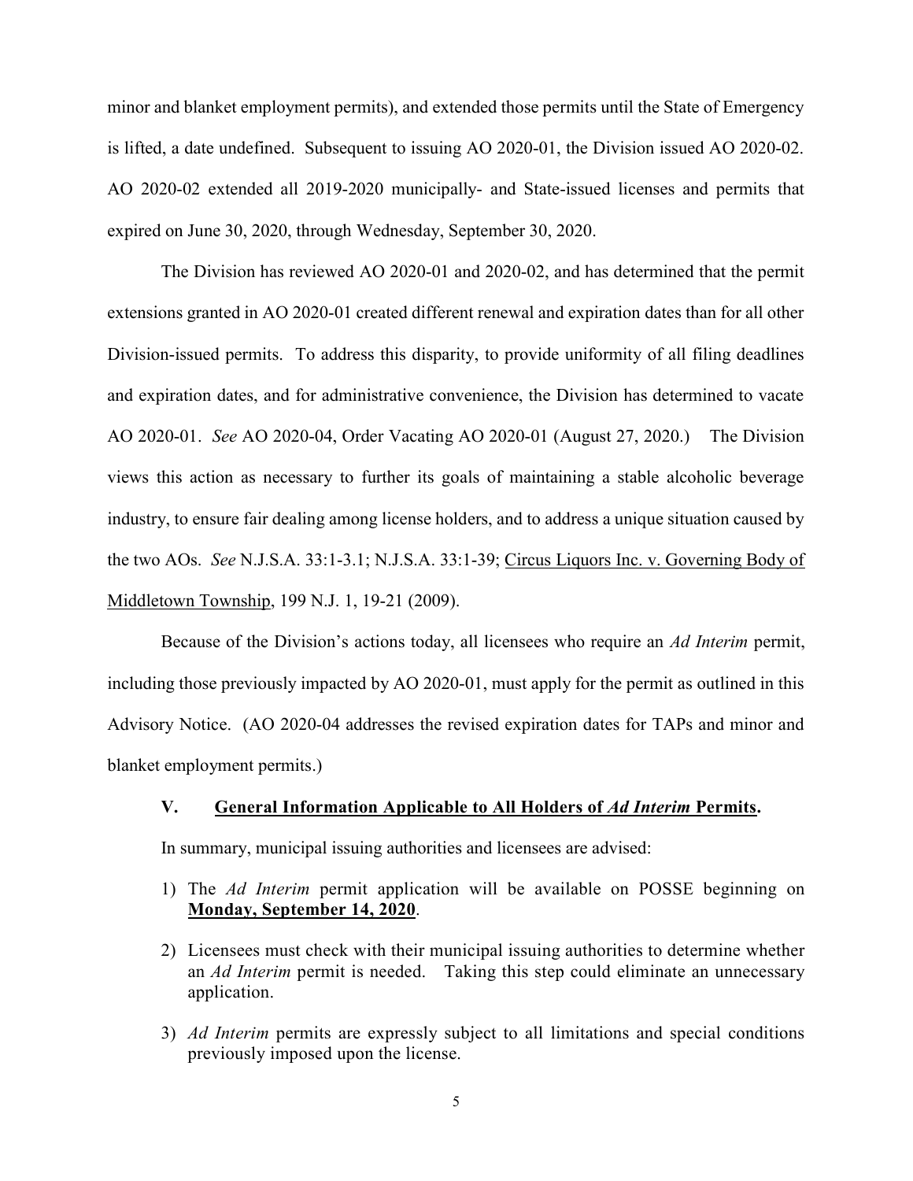minor and blanket employment permits), and extended those permits until the State of Emergency is lifted, a date undefined. Subsequent to issuing AO 2020-01, the Division issued AO 2020-02. AO 2020-02 extended all 2019-2020 municipally- and State-issued licenses and permits that expired on June 30, 2020, through Wednesday, September 30, 2020.

The Division has reviewed AO 2020-01 and 2020-02, and has determined that the permit extensions granted in AO 2020-01 created different renewal and expiration dates than for all other Division-issued permits. To address this disparity, to provide uniformity of all filing deadlines and expiration dates, and for administrative convenience, the Division has determined to vacate AO 2020-01. *See* AO 2020-04, Order Vacating AO 2020-01 (August 27, 2020.) The Division views this action as necessary to further its goals of maintaining a stable alcoholic beverage industry, to ensure fair dealing among license holders, and to address a unique situation caused by the two AOs. *See* N.J.S.A. 33:1-3.1; N.J.S.A. 33:1-39; Circus Liquors Inc. v. Governing Body of Middletown Township, 199 N.J. 1, 19-21 (2009).

Because of the Division's actions today, all licensees who require an *Ad Interim* permit, including those previously impacted by AO 2020-01, must apply for the permit as outlined in this Advisory Notice. (AO 2020-04 addresses the revised expiration dates for TAPs and minor and blanket employment permits.)

## V. General Information Applicable to All Holders of *Ad Interim* Permits.

In summary, municipal issuing authorities and licensees are advised:

1) The *Ad Interim* permit application will be available on POSSE beginning on **Monday, September 14, 2020**.

2) Licensees must check with their municipal issuing authorities to determine whether an *Ad Interim* permit is needed. Taking this step could eliminate an unnecessary application.

3) *Ad Interim* permits are expressly subject to all limitations and special conditions previously imposed upon the license.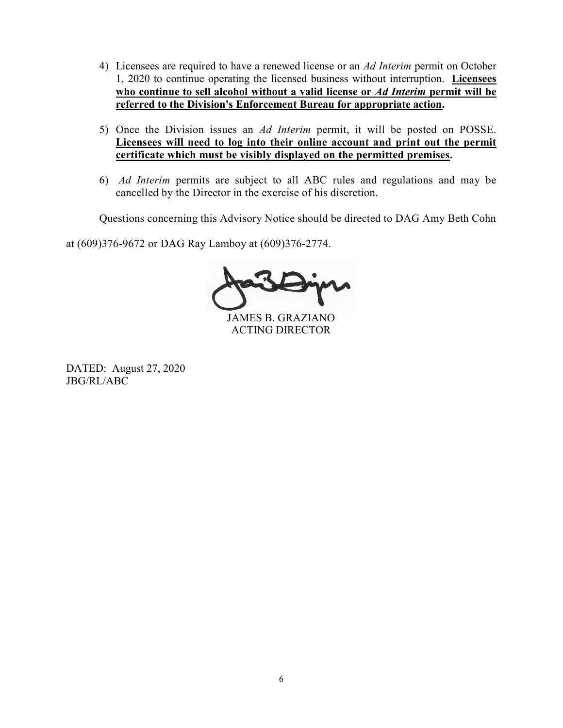4) Licensees are required to have a renewed license or an *Ad Interim* permit on October 1, 2020 to continue operating the licensed business without interruption. **<u>Licensees who continue to sell alcohol without a valid license or *Ad Interim* permit will be referred to the Division's Enforcement Bureau for appropriate action</u>.**

5) Once the Division issues an *Ad Interim* permit, it will be posted on POSSE. **<u>Licensees will need to log into their online account and print out the permit certificate which must be visibly displayed on the permitted premises</u>.**

6) *Ad Interim* permits are subject to all ABC rules and regulations and may be cancelled by the Director in the exercise of his discretion.

Questions concerning this Advisory Notice should be directed to DAG Amy Beth Cohn at (609)376-9672 or DAG Ray Lamboy at (609)376-2774.

JAMES B. GRAZIANO
ACTING DIRECTOR

DATED: August 27, 2020
JBG/RL/ABC